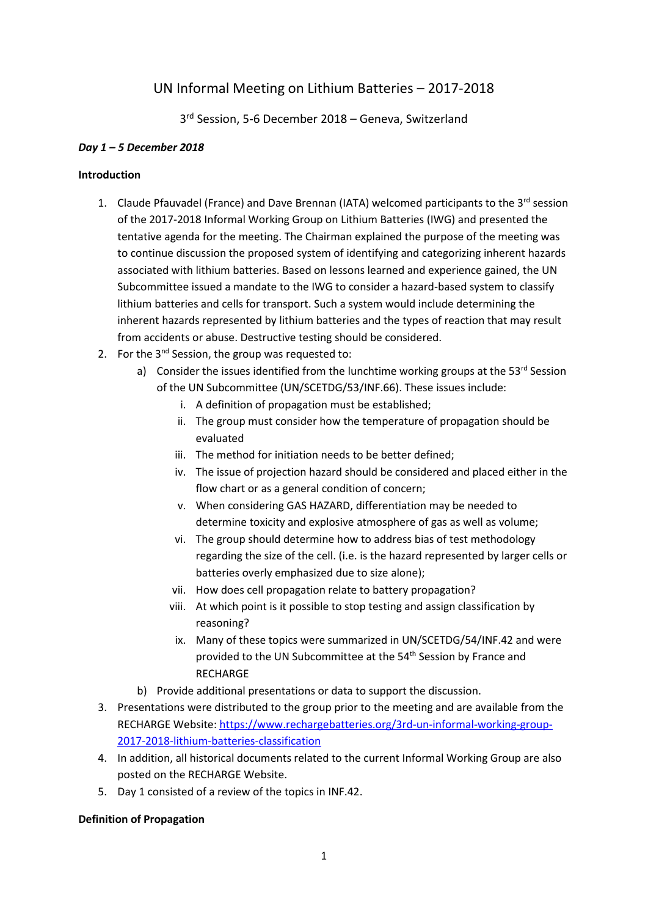# UN Informal Meeting on Lithium Batteries – 2017-2018

3rd Session, 5-6 December 2018 – Geneva, Switzerland

***Day 1 – 5 December 2018***

**Introduction**

1. Claude Pfauvadel (France) and Dave Brennan (IATA) welcomed participants to the 3rd session of the 2017-2018 Informal Working Group on Lithium Batteries (IWG) and presented the tentative agenda for the meeting. The Chairman explained the purpose of the meeting was to continue discussion the proposed system of identifying and categorizing inherent hazards associated with lithium batteries. Based on lessons learned and experience gained, the UN Subcommittee issued a mandate to the IWG to consider a hazard-based system to classify lithium batteries and cells for transport. Such a system would include determining the inherent hazards represented by lithium batteries and the types of reaction that may result from accidents or abuse. Destructive testing should be considered.
2. For the 3rd Session, the group was requested to:
   a) Consider the issues identified from the lunchtime working groups at the 53rd Session of the UN Subcommittee (UN/SCETDG/53/INF.66). These issues include:
      i. A definition of propagation must be established;
      ii. The group must consider how the temperature of propagation should be evaluated
      iii. The method for initiation needs to be better defined;
      iv. The issue of projection hazard should be considered and placed either in the flow chart or as a general condition of concern;
      v. When considering GAS HAZARD, differentiation may be needed to determine toxicity and explosive atmosphere of gas as well as volume;
      vi. The group should determine how to address bias of test methodology regarding the size of the cell. (i.e. is the hazard represented by larger cells or batteries overly emphasized due to size alone);
      vii. How does cell propagation relate to battery propagation?
      viii. At which point is it possible to stop testing and assign classification by reasoning?
      ix. Many of these topics were summarized in UN/SCETDG/54/INF.42 and were provided to the UN Subcommittee at the 54th Session by France and RECHARGE
   b) Provide additional presentations or data to support the discussion.
3. Presentations were distributed to the group prior to the meeting and are available from the RECHARGE Website: [https://www.rechargebatteries.org/3rd-un-informal-working-group-2017-2018-lithium-batteries-classification](https://www.rechargebatteries.org/3rd-un-informal-working-group-2017-2018-lithium-batteries-classification)
4. In addition, all historical documents related to the current Informal Working Group are also posted on the RECHARGE Website.
5. Day 1 consisted of a review of the topics in INF.42.

**Definition of Propagation**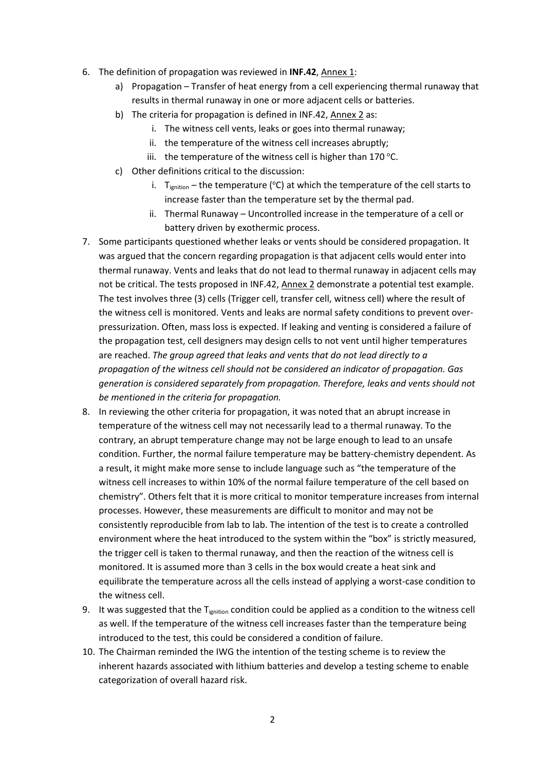6. The definition of propagation was reviewed in **INF.42**, Annex 1:
   a) Propagation – Transfer of heat energy from a cell experiencing thermal runaway that results in thermal runaway in one or more adjacent cells or batteries.
   b) The criteria for propagation is defined in INF.42, Annex 2 as:
      i. The witness cell vents, leaks or goes into thermal runaway;
      ii. the temperature of the witness cell increases abruptly;
      iii. the temperature of the witness cell is higher than 170 °C.
   c) Other definitions critical to the discussion:
      i. $T_{ignition}$ – the temperature (°C) at which the temperature of the cell starts to increase faster than the temperature set by the thermal pad.
      ii. Thermal Runaway – Uncontrolled increase in the temperature of a cell or battery driven by exothermic process.
7. Some participants questioned whether leaks or vents should be considered propagation. It was argued that the concern regarding propagation is that adjacent cells would enter into thermal runaway. Vents and leaks that do not lead to thermal runaway in adjacent cells may not be critical. The tests proposed in INF.42, Annex 2 demonstrate a potential test example. The test involves three (3) cells (Trigger cell, transfer cell, witness cell) where the result of the witness cell is monitored. Vents and leaks are normal safety conditions to prevent over-pressurization. Often, mass loss is expected. If leaking and venting is considered a failure of the propagation test, cell designers may design cells to not vent until higher temperatures are reached. *The group agreed that leaks and vents that do not lead directly to a propagation of the witness cell should not be considered an indicator of propagation. Gas generation is considered separately from propagation. Therefore, leaks and vents should not be mentioned in the criteria for propagation.*
8. In reviewing the other criteria for propagation, it was noted that an abrupt increase in temperature of the witness cell may not necessarily lead to a thermal runaway. To the contrary, an abrupt temperature change may not be large enough to lead to an unsafe condition. Further, the normal failure temperature may be battery-chemistry dependent. As a result, it might make more sense to include language such as "the temperature of the witness cell increases to within 10% of the normal failure temperature of the cell based on chemistry". Others felt that it is more critical to monitor temperature increases from internal processes. However, these measurements are difficult to monitor and may not be consistently reproducible from lab to lab. The intention of the test is to create a controlled environment where the heat introduced to the system within the "box" is strictly measured, the trigger cell is taken to thermal runaway, and then the reaction of the witness cell is monitored. It is assumed more than 3 cells in the box would create a heat sink and equilibrate the temperature across all the cells instead of applying a worst-case condition to the witness cell.
9. It was suggested that the $T_{ignition}$ condition could be applied as a condition to the witness cell as well. If the temperature of the witness cell increases faster than the temperature being introduced to the test, this could be considered a condition of failure.
10. The Chairman reminded the IWG the intention of the testing scheme is to review the inherent hazards associated with lithium batteries and develop a testing scheme to enable categorization of overall hazard risk.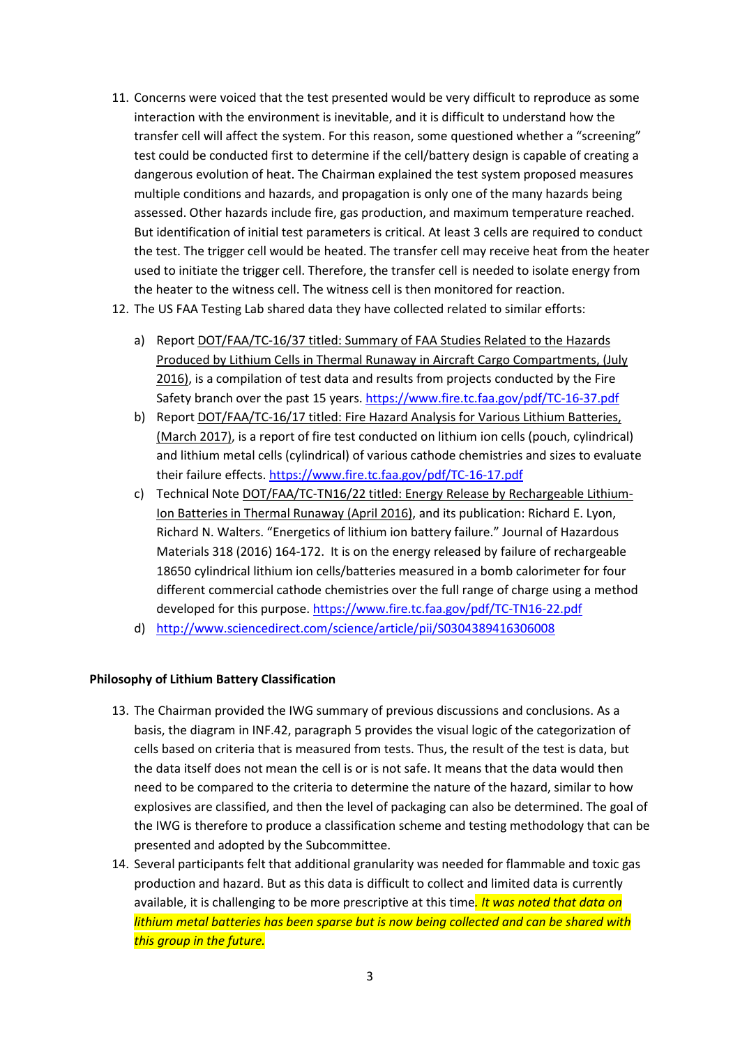11. Concerns were voiced that the test presented would be very difficult to reproduce as some interaction with the environment is inevitable, and it is difficult to understand how the transfer cell will affect the system. For this reason, some questioned whether a "screening" test could be conducted first to determine if the cell/battery design is capable of creating a dangerous evolution of heat. The Chairman explained the test system proposed measures multiple conditions and hazards, and propagation is only one of the many hazards being assessed. Other hazards include fire, gas production, and maximum temperature reached. But identification of initial test parameters is critical. At least 3 cells are required to conduct the test. The trigger cell would be heated. The transfer cell may receive heat from the heater used to initiate the trigger cell. Therefore, the transfer cell is needed to isolate energy from the heater to the witness cell. The witness cell is then monitored for reaction.
12. The US FAA Testing Lab shared data they have collected related to similar efforts:
    a) Report DOT/FAA/TC-16/37 titled: Summary of FAA Studies Related to the Hazards Produced by Lithium Cells in Thermal Runaway in Aircraft Cargo Compartments, (July 2016), is a compilation of test data and results from projects conducted by the Fire Safety branch over the past 15 years. https://www.fire.tc.faa.gov/pdf/TC-16-37.pdf
    b) Report DOT/FAA/TC-16/17 titled: Fire Hazard Analysis for Various Lithium Batteries, (March 2017), is a report of fire test conducted on lithium ion cells (pouch, cylindrical) and lithium metal cells (cylindrical) of various cathode chemistries and sizes to evaluate their failure effects. https://www.fire.tc.faa.gov/pdf/TC-16-17.pdf
    c) Technical Note DOT/FAA/TC-TN16/22 titled: Energy Release by Rechargeable Lithium-Ion Batteries in Thermal Runaway (April 2016), and its publication: Richard E. Lyon, Richard N. Walters. "Energetics of lithium ion battery failure." Journal of Hazardous Materials 318 (2016) 164-172. It is on the energy released by failure of rechargeable 18650 cylindrical lithium ion cells/batteries measured in a bomb calorimeter for four different commercial cathode chemistries over the full range of charge using a method developed for this purpose. https://www.fire.tc.faa.gov/pdf/TC-TN16-22.pdf
    d) http://www.sciencedirect.com/science/article/pii/S0304389416306008

**Philosophy of Lithium Battery Classification**

13. The Chairman provided the IWG summary of previous discussions and conclusions. As a basis, the diagram in INF.42, paragraph 5 provides the visual logic of the categorization of cells based on criteria that is measured from tests. Thus, the result of the test is data, but the data itself does not mean the cell is or is not safe. It means that the data would then need to be compared to the criteria to determine the nature of the hazard, similar to how explosives are classified, and then the level of packaging can also be determined. The goal of the IWG is therefore to produce a classification scheme and testing methodology that can be presented and adopted by the Subcommittee.
14. Several participants felt that additional granularity was needed for flammable and toxic gas production and hazard. But as this data is difficult to collect and limited data is currently available, it is challenging to be more prescriptive at this time. *It was noted that data on lithium metal batteries has been sparse but is now being collected and can be shared with this group in the future.*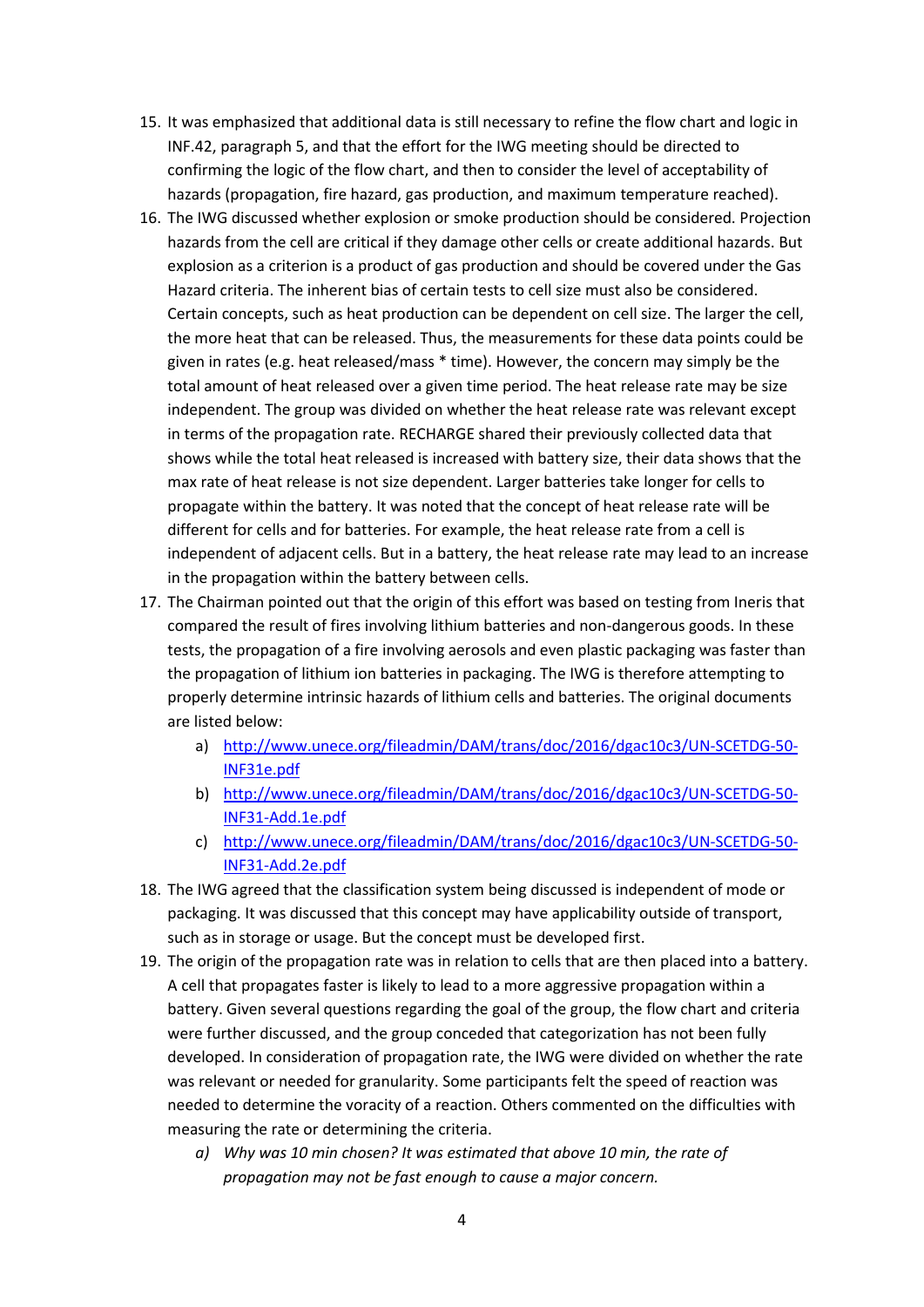15. It was emphasized that additional data is still necessary to refine the flow chart and logic in INF.42, paragraph 5, and that the effort for the IWG meeting should be directed to confirming the logic of the flow chart, and then to consider the level of acceptability of hazards (propagation, fire hazard, gas production, and maximum temperature reached).
16. The IWG discussed whether explosion or smoke production should be considered. Projection hazards from the cell are critical if they damage other cells or create additional hazards. But explosion as a criterion is a product of gas production and should be covered under the Gas Hazard criteria. The inherent bias of certain tests to cell size must also be considered. Certain concepts, such as heat production can be dependent on cell size. The larger the cell, the more heat that can be released. Thus, the measurements for these data points could be given in rates (e.g. heat released/mass * time). However, the concern may simply be the total amount of heat released over a given time period. The heat release rate may be size independent. The group was divided on whether the heat release rate was relevant except in terms of the propagation rate. RECHARGE shared their previously collected data that shows while the total heat released is increased with battery size, their data shows that the max rate of heat release is not size dependent. Larger batteries take longer for cells to propagate within the battery. It was noted that the concept of heat release rate will be different for cells and for batteries. For example, the heat release rate from a cell is independent of adjacent cells. But in a battery, the heat release rate may lead to an increase in the propagation within the battery between cells.
17. The Chairman pointed out that the origin of this effort was based on testing from Ineris that compared the result of fires involving lithium batteries and non-dangerous goods. In these tests, the propagation of a fire involving aerosols and even plastic packaging was faster than the propagation of lithium ion batteries in packaging. The IWG is therefore attempting to properly determine intrinsic hazards of lithium cells and batteries. The original documents are listed below:
    a) [http://www.unece.org/fileadmin/DAM/trans/doc/2016/dgac10c3/UN-SCETDG-50-INF31e.pdf](http://www.unece.org/fileadmin/DAM/trans/doc/2016/dgac10c3/UN-SCETDG-50-INF31e.pdf)
    b) [http://www.unece.org/fileadmin/DAM/trans/doc/2016/dgac10c3/UN-SCETDG-50-INF31-Add.1e.pdf](http://www.unece.org/fileadmin/DAM/trans/doc/2016/dgac10c3/UN-SCETDG-50-INF31-Add.1e.pdf)
    c) [http://www.unece.org/fileadmin/DAM/trans/doc/2016/dgac10c3/UN-SCETDG-50-INF31-Add.2e.pdf](http://www.unece.org/fileadmin/DAM/trans/doc/2016/dgac10c3/UN-SCETDG-50-INF31-Add.2e.pdf)
18. The IWG agreed that the classification system being discussed is independent of mode or packaging. It was discussed that this concept may have applicability outside of transport, such as in storage or usage. But the concept must be developed first.
19. The origin of the propagation rate was in relation to cells that are then placed into a battery. A cell that propagates faster is likely to lead to a more aggressive propagation within a battery. Given several questions regarding the goal of the group, the flow chart and criteria were further discussed, and the group conceded that categorization has not been fully developed. In consideration of propagation rate, the IWG were divided on whether the rate was relevant or needed for granularity. Some participants felt the speed of reaction was needed to determine the voracity of a reaction. Others commented on the difficulties with measuring the rate or determining the criteria.
    a) *Why was 10 min chosen? It was estimated that above 10 min, the rate of propagation may not be fast enough to cause a major concern.*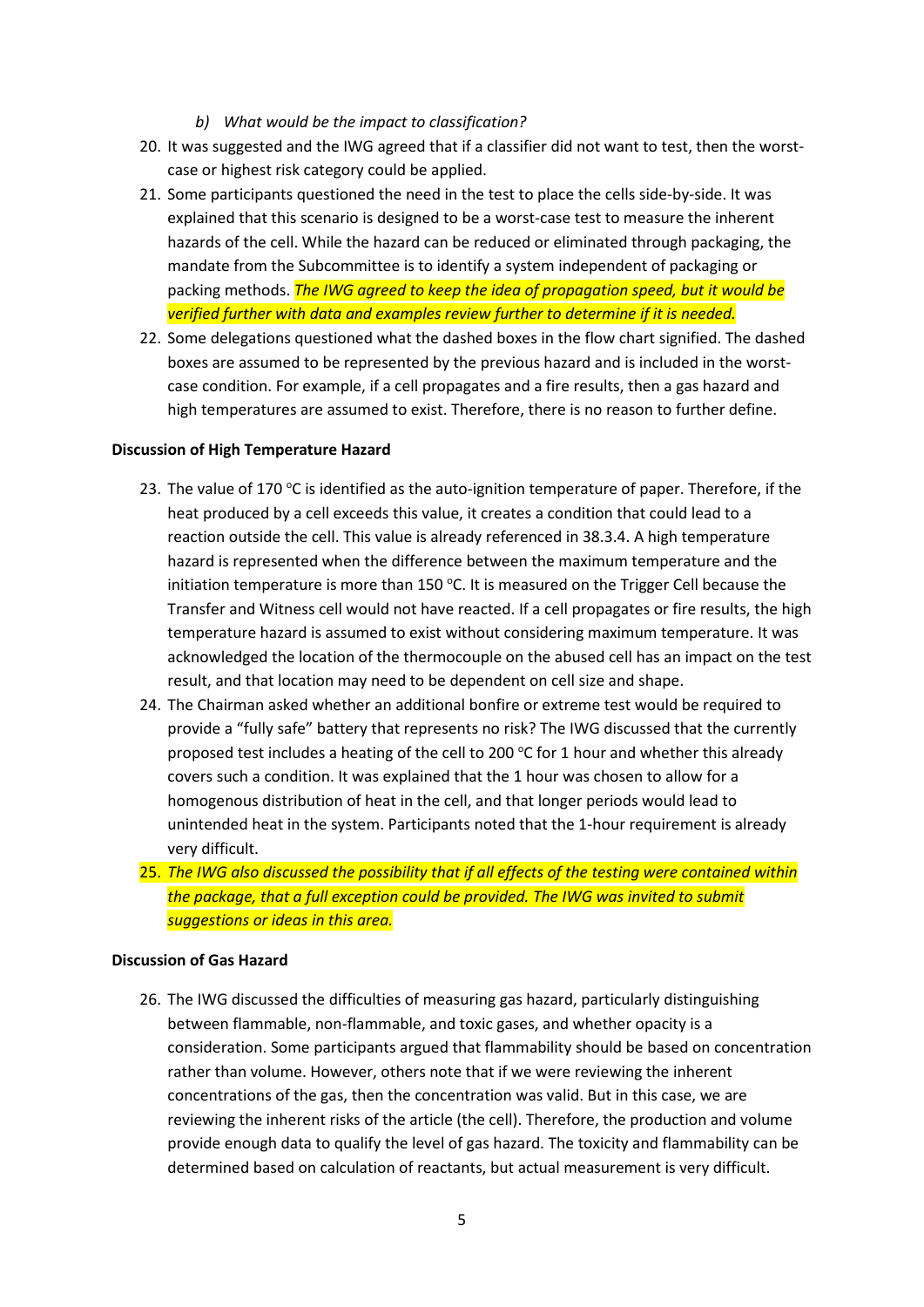*b) What would be the impact to classification?*

20. It was suggested and the IWG agreed that if a classifier did not want to test, then the worst-case or highest risk category could be applied.
21. Some participants questioned the need in the test to place the cells side-by-side. It was explained that this scenario is designed to be a worst-case test to measure the inherent hazards of the cell. While the hazard can be reduced or eliminated through packaging, the mandate from the Subcommittee is to identify a system independent of packaging or packing methods. *The IWG agreed to keep the idea of propagation speed, but it would be verified further with data and examples review further to determine if it is needed.*
22. Some delegations questioned what the dashed boxes in the flow chart signified. The dashed boxes are assumed to be represented by the previous hazard and is included in the worst-case condition. For example, if a cell propagates and a fire results, then a gas hazard and high temperatures are assumed to exist. Therefore, there is no reason to further define.

**Discussion of High Temperature Hazard**

23. The value of 170 °C is identified as the auto-ignition temperature of paper. Therefore, if the heat produced by a cell exceeds this value, it creates a condition that could lead to a reaction outside the cell. This value is already referenced in 38.3.4. A high temperature hazard is represented when the difference between the maximum temperature and the initiation temperature is more than 150 °C. It is measured on the Trigger Cell because the Transfer and Witness cell would not have reacted. If a cell propagates or fire results, the high temperature hazard is assumed to exist without considering maximum temperature. It was acknowledged the location of the thermocouple on the abused cell has an impact on the test result, and that location may need to be dependent on cell size and shape.
24. The Chairman asked whether an additional bonfire or extreme test would be required to provide a "fully safe" battery that represents no risk? The IWG discussed that the currently proposed test includes a heating of the cell to 200 °C for 1 hour and whether this already covers such a condition. It was explained that the 1 hour was chosen to allow for a homogenous distribution of heat in the cell, and that longer periods would lead to unintended heat in the system. Participants noted that the 1-hour requirement is already very difficult.
25. *The IWG also discussed the possibility that if all effects of the testing were contained within the package, that a full exception could be provided. The IWG was invited to submit suggestions or ideas in this area.*

**Discussion of Gas Hazard**

26. The IWG discussed the difficulties of measuring gas hazard, particularly distinguishing between flammable, non-flammable, and toxic gases, and whether opacity is a consideration. Some participants argued that flammability should be based on concentration rather than volume. However, others note that if we were reviewing the inherent concentrations of the gas, then the concentration was valid. But in this case, we are reviewing the inherent risks of the article (the cell). Therefore, the production and volume provide enough data to qualify the level of gas hazard. The toxicity and flammability can be determined based on calculation of reactants, but actual measurement is very difficult.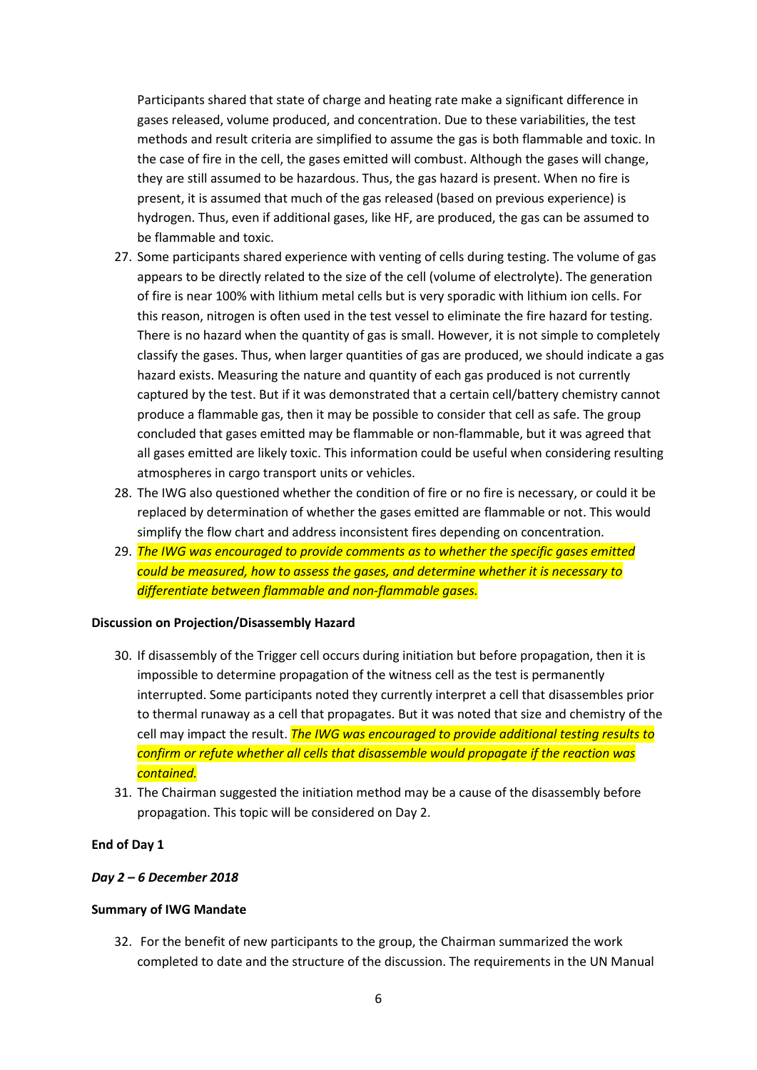Participants shared that state of charge and heating rate make a significant difference in gases released, volume produced, and concentration. Due to these variabilities, the test methods and result criteria are simplified to assume the gas is both flammable and toxic. In the case of fire in the cell, the gases emitted will combust. Although the gases will change, they are still assumed to be hazardous. Thus, the gas hazard is present. When no fire is present, it is assumed that much of the gas released (based on previous experience) is hydrogen. Thus, even if additional gases, like HF, are produced, the gas can be assumed to be flammable and toxic.

27. Some participants shared experience with venting of cells during testing. The volume of gas appears to be directly related to the size of the cell (volume of electrolyte). The generation of fire is near 100% with lithium metal cells but is very sporadic with lithium ion cells. For this reason, nitrogen is often used in the test vessel to eliminate the fire hazard for testing. There is no hazard when the quantity of gas is small. However, it is not simple to completely classify the gases. Thus, when larger quantities of gas are produced, we should indicate a gas hazard exists. Measuring the nature and quantity of each gas produced is not currently captured by the test. But if it was demonstrated that a certain cell/battery chemistry cannot produce a flammable gas, then it may be possible to consider that cell as safe. The group concluded that gases emitted may be flammable or non-flammable, but it was agreed that all gases emitted are likely toxic. This information could be useful when considering resulting atmospheres in cargo transport units or vehicles.
28. The IWG also questioned whether the condition of fire or no fire is necessary, or could it be replaced by determination of whether the gases emitted are flammable or not. This would simplify the flow chart and address inconsistent fires depending on concentration.
29. *The IWG was encouraged to provide comments as to whether the specific gases emitted could be measured, how to assess the gases, and determine whether it is necessary to differentiate between flammable and non-flammable gases.*

**Discussion on Projection/Disassembly Hazard**

30. If disassembly of the Trigger cell occurs during initiation but before propagation, then it is impossible to determine propagation of the witness cell as the test is permanently interrupted. Some participants noted they currently interpret a cell that disassembles prior to thermal runaway as a cell that propagates. But it was noted that size and chemistry of the cell may impact the result. *The IWG was encouraged to provide additional testing results to confirm or refute whether all cells that disassemble would propagate if the reaction was contained.*
31. The Chairman suggested the initiation method may be a cause of the disassembly before propagation. This topic will be considered on Day 2.

**End of Day 1**

***Day 2 – 6 December 2018***

**Summary of IWG Mandate**

32. For the benefit of new participants to the group, the Chairman summarized the work completed to date and the structure of the discussion. The requirements in the UN Manual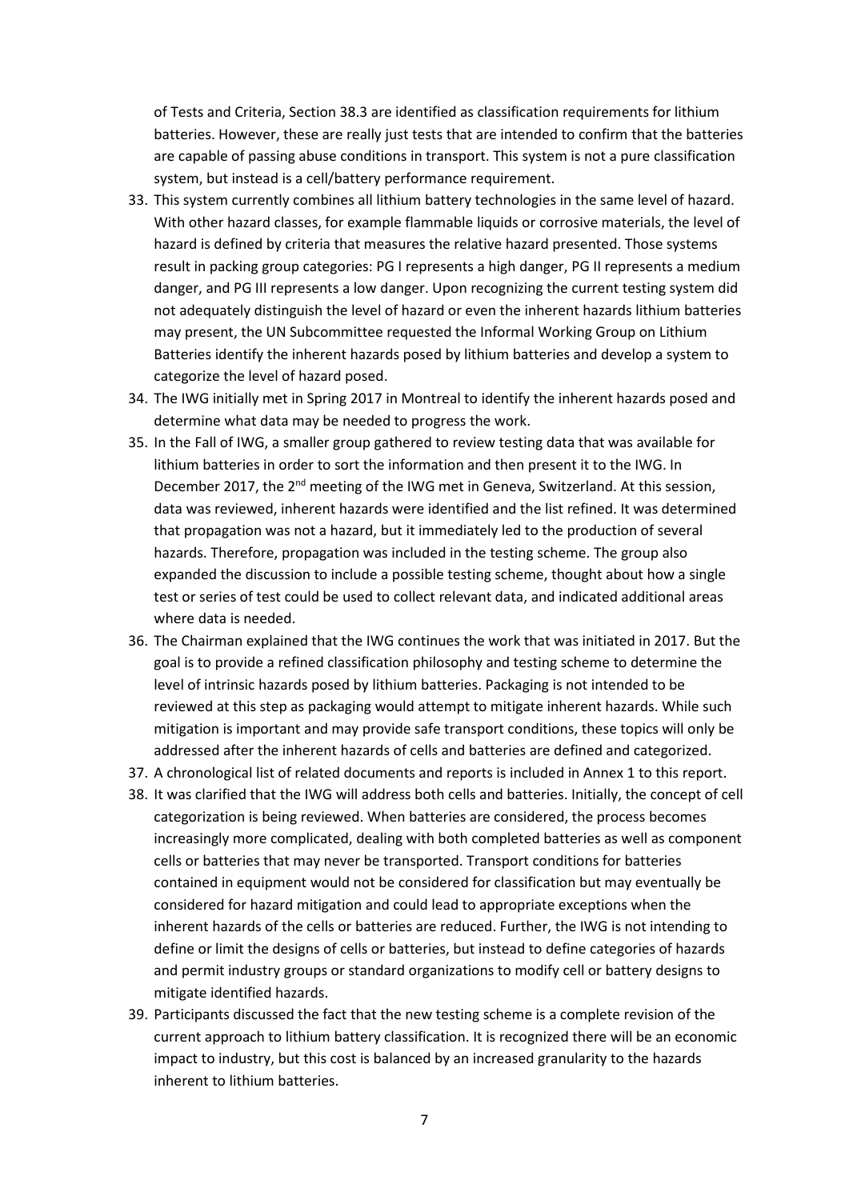of Tests and Criteria, Section 38.3 are identified as classification requirements for lithium batteries. However, these are really just tests that are intended to confirm that the batteries are capable of passing abuse conditions in transport. This system is not a pure classification system, but instead is a cell/battery performance requirement.

33. This system currently combines all lithium battery technologies in the same level of hazard. With other hazard classes, for example flammable liquids or corrosive materials, the level of hazard is defined by criteria that measures the relative hazard presented. Those systems result in packing group categories: PG I represents a high danger, PG II represents a medium danger, and PG III represents a low danger. Upon recognizing the current testing system did not adequately distinguish the level of hazard or even the inherent hazards lithium batteries may present, the UN Subcommittee requested the Informal Working Group on Lithium Batteries identify the inherent hazards posed by lithium batteries and develop a system to categorize the level of hazard posed.
34. The IWG initially met in Spring 2017 in Montreal to identify the inherent hazards posed and determine what data may be needed to progress the work.
35. In the Fall of IWG, a smaller group gathered to review testing data that was available for lithium batteries in order to sort the information and then present it to the IWG. In December 2017, the 2nd meeting of the IWG met in Geneva, Switzerland. At this session, data was reviewed, inherent hazards were identified and the list refined. It was determined that propagation was not a hazard, but it immediately led to the production of several hazards. Therefore, propagation was included in the testing scheme. The group also expanded the discussion to include a possible testing scheme, thought about how a single test or series of test could be used to collect relevant data, and indicated additional areas where data is needed.
36. The Chairman explained that the IWG continues the work that was initiated in 2017. But the goal is to provide a refined classification philosophy and testing scheme to determine the level of intrinsic hazards posed by lithium batteries. Packaging is not intended to be reviewed at this step as packaging would attempt to mitigate inherent hazards. While such mitigation is important and may provide safe transport conditions, these topics will only be addressed after the inherent hazards of cells and batteries are defined and categorized.
37. A chronological list of related documents and reports is included in Annex 1 to this report.
38. It was clarified that the IWG will address both cells and batteries. Initially, the concept of cell categorization is being reviewed. When batteries are considered, the process becomes increasingly more complicated, dealing with both completed batteries as well as component cells or batteries that may never be transported. Transport conditions for batteries contained in equipment would not be considered for classification but may eventually be considered for hazard mitigation and could lead to appropriate exceptions when the inherent hazards of the cells or batteries are reduced. Further, the IWG is not intending to define or limit the designs of cells or batteries, but instead to define categories of hazards and permit industry groups or standard organizations to modify cell or battery designs to mitigate identified hazards.
39. Participants discussed the fact that the new testing scheme is a complete revision of the current approach to lithium battery classification. It is recognized there will be an economic impact to industry, but this cost is balanced by an increased granularity to the hazards inherent to lithium batteries.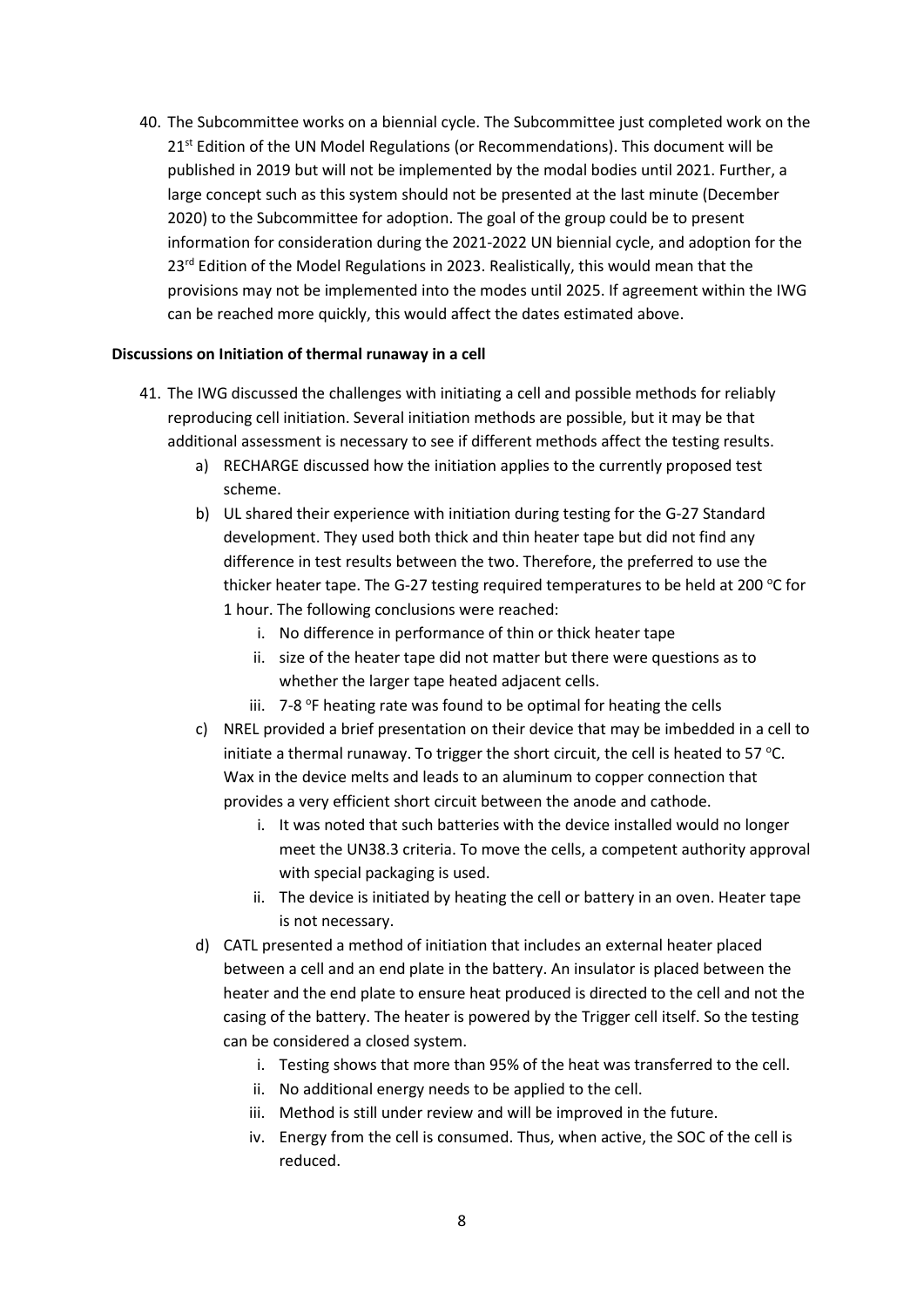40. The Subcommittee works on a biennial cycle. The Subcommittee just completed work on the 21st Edition of the UN Model Regulations (or Recommendations). This document will be published in 2019 but will not be implemented by the modal bodies until 2021. Further, a large concept such as this system should not be presented at the last minute (December 2020) to the Subcommittee for adoption. The goal of the group could be to present information for consideration during the 2021-2022 UN biennial cycle, and adoption for the 23rd Edition of the Model Regulations in 2023. Realistically, this would mean that the provisions may not be implemented into the modes until 2025. If agreement within the IWG can be reached more quickly, this would affect the dates estimated above.

**Discussions on Initiation of thermal runaway in a cell**

41. The IWG discussed the challenges with initiating a cell and possible methods for reliably reproducing cell initiation. Several initiation methods are possible, but it may be that additional assessment is necessary to see if different methods affect the testing results.
    a) RECHARGE discussed how the initiation applies to the currently proposed test scheme.
    b) UL shared their experience with initiation during testing for the G-27 Standard development. They used both thick and thin heater tape but did not find any difference in test results between the two. Therefore, the preferred to use the thicker heater tape. The G-27 testing required temperatures to be held at 200 °C for 1 hour. The following conclusions were reached:
        i. No difference in performance of thin or thick heater tape
        ii. size of the heater tape did not matter but there were questions as to whether the larger tape heated adjacent cells.
        iii. 7-8 °F heating rate was found to be optimal for heating the cells
    c) NREL provided a brief presentation on their device that may be imbedded in a cell to initiate a thermal runaway. To trigger the short circuit, the cell is heated to 57 °C. Wax in the device melts and leads to an aluminum to copper connection that provides a very efficient short circuit between the anode and cathode.
        i. It was noted that such batteries with the device installed would no longer meet the UN38.3 criteria. To move the cells, a competent authority approval with special packaging is used.
        ii. The device is initiated by heating the cell or battery in an oven. Heater tape is not necessary.
    d) CATL presented a method of initiation that includes an external heater placed between a cell and an end plate in the battery. An insulator is placed between the heater and the end plate to ensure heat produced is directed to the cell and not the casing of the battery. The heater is powered by the Trigger cell itself. So the testing can be considered a closed system.
        i. Testing shows that more than 95% of the heat was transferred to the cell.
        ii. No additional energy needs to be applied to the cell.
        iii. Method is still under review and will be improved in the future.
        iv. Energy from the cell is consumed. Thus, when active, the SOC of the cell is reduced.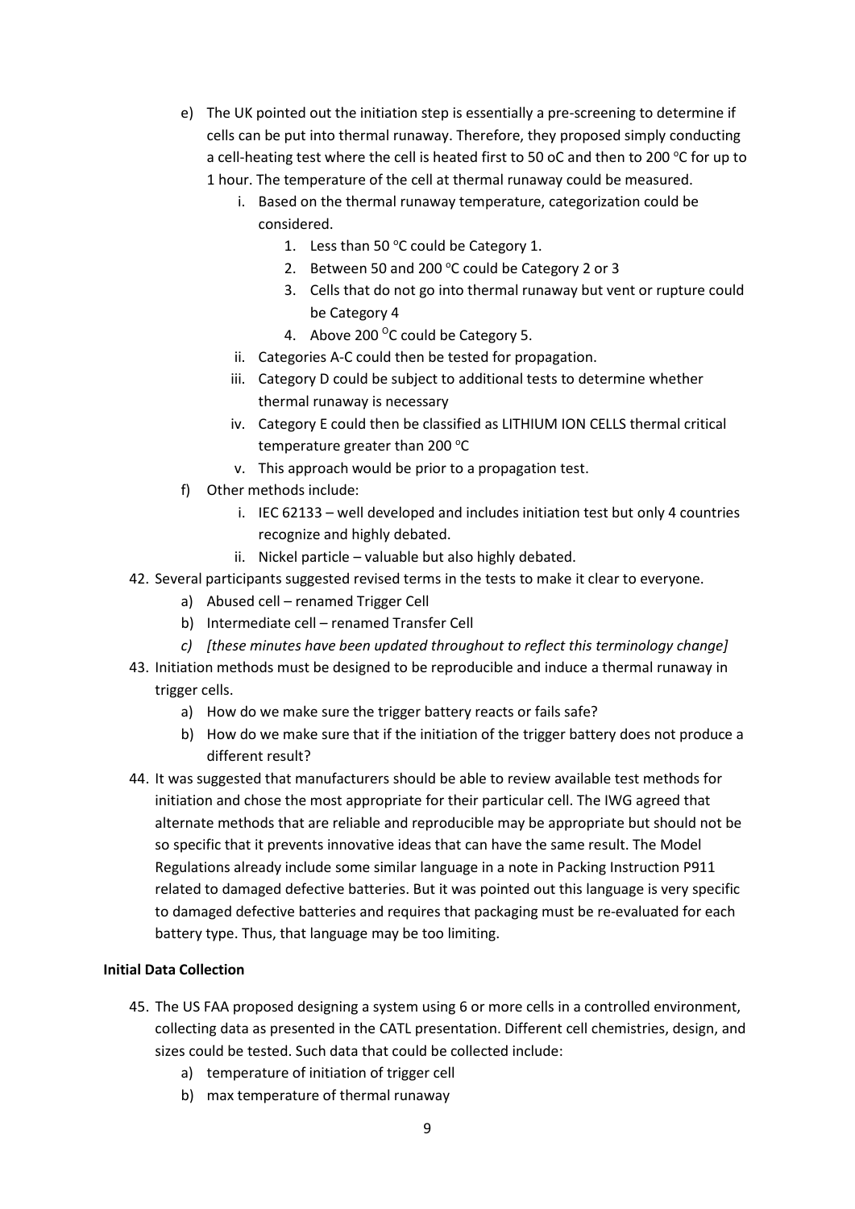e) The UK pointed out the initiation step is essentially a pre-screening to determine if cells can be put into thermal runaway. Therefore, they proposed simply conducting a cell-heating test where the cell is heated first to 50 oC and then to 200 °C for up to 1 hour. The temperature of the cell at thermal runaway could be measured.
   i. Based on the thermal runaway temperature, categorization could be considered.
      1. Less than 50 °C could be Category 1.
      2. Between 50 and 200 °C could be Category 2 or 3
      3. Cells that do not go into thermal runaway but vent or rupture could be Category 4
      4. Above 200 °C could be Category 5.
   ii. Categories A-C could then be tested for propagation.
   iii. Category D could be subject to additional tests to determine whether thermal runaway is necessary
   iv. Category E could then be classified as LITHIUM ION CELLS thermal critical temperature greater than 200 °C
   v. This approach would be prior to a propagation test.

f) Other methods include:
   i. IEC 62133 – well developed and includes initiation test but only 4 countries recognize and highly debated.
   ii. Nickel particle – valuable but also highly debated.

42. Several participants suggested revised terms in the tests to make it clear to everyone.
    a) Abused cell – renamed Trigger Cell
    b) Intermediate cell – renamed Transfer Cell
    c) *[these minutes have been updated throughout to reflect this terminology change]*

43. Initiation methods must be designed to be reproducible and induce a thermal runaway in trigger cells.
    a) How do we make sure the trigger battery reacts or fails safe?
    b) How do we make sure that if the initiation of the trigger battery does not produce a different result?

44. It was suggested that manufacturers should be able to review available test methods for initiation and chose the most appropriate for their particular cell. The IWG agreed that alternate methods that are reliable and reproducible may be appropriate but should not be so specific that it prevents innovative ideas that can have the same result. The Model Regulations already include some similar language in a note in Packing Instruction P911 related to damaged defective batteries. But it was pointed out this language is very specific to damaged defective batteries and requires that packaging must be re-evaluated for each battery type. Thus, that language may be too limiting.

**Initial Data Collection**

45. The US FAA proposed designing a system using 6 or more cells in a controlled environment, collecting data as presented in the CATL presentation. Different cell chemistries, design, and sizes could be tested. Such data that could be collected include:
    a) temperature of initiation of trigger cell
    b) max temperature of thermal runaway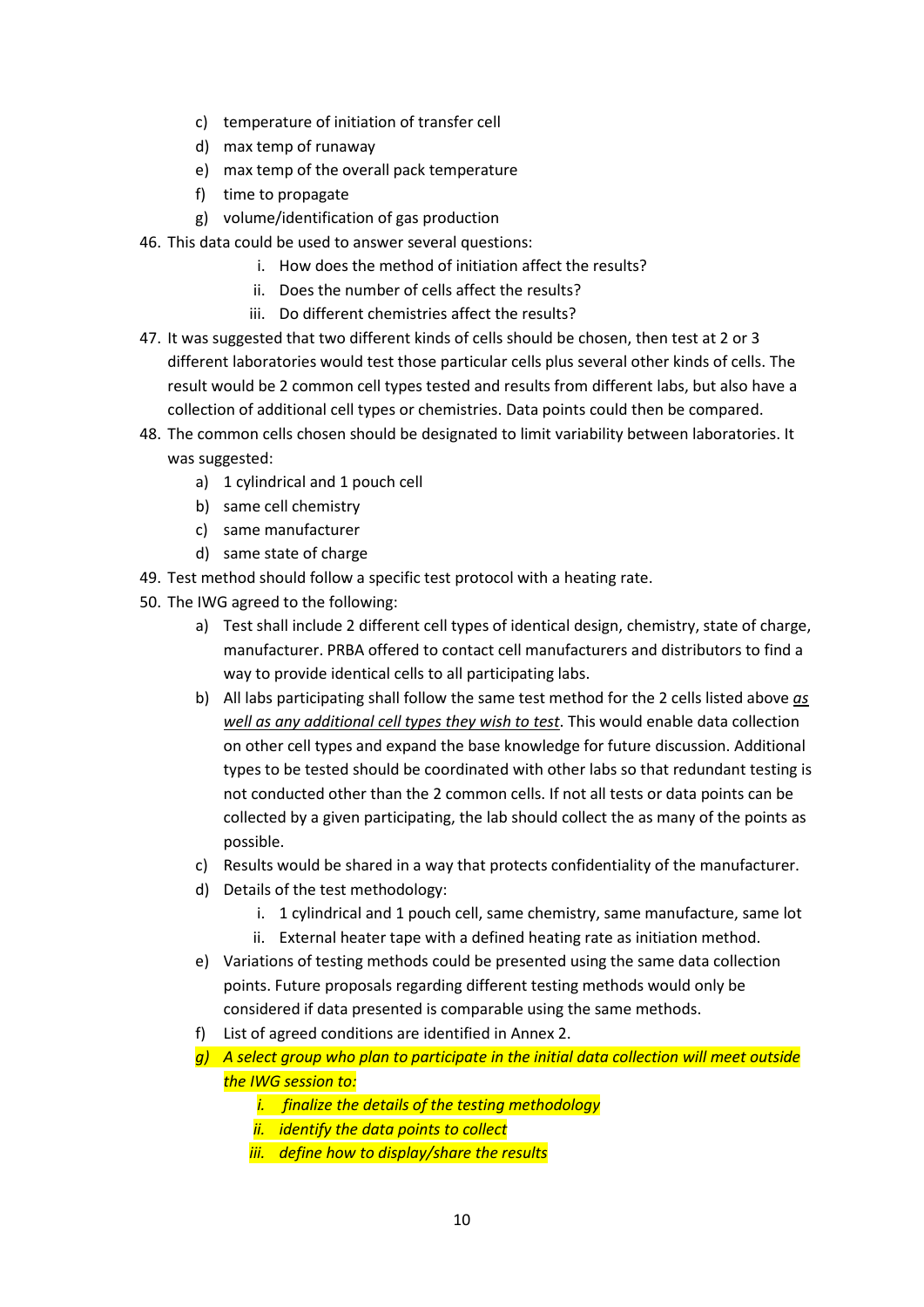c) temperature of initiation of transfer cell
d) max temp of runaway
e) max temp of the overall pack temperature
f) time to propagate
g) volume/identification of gas production

46. This data could be used to answer several questions:
    i. How does the method of initiation affect the results?
    ii. Does the number of cells affect the results?
    iii. Do different chemistries affect the results?
47. It was suggested that two different kinds of cells should be chosen, then test at 2 or 3 different laboratories would test those particular cells plus several other kinds of cells. The result would be 2 common cell types tested and results from different labs, but also have a collection of additional cell types or chemistries. Data points could then be compared.
48. The common cells chosen should be designated to limit variability between laboratories. It was suggested:
    a) 1 cylindrical and 1 pouch cell
    b) same cell chemistry
    c) same manufacturer
    d) same state of charge
49. Test method should follow a specific test protocol with a heating rate.
50. The IWG agreed to the following:
    a) Test shall include 2 different cell types of identical design, chemistry, state of charge, manufacturer. PRBA offered to contact cell manufacturers and distributors to find a way to provide identical cells to all participating labs.
    b) All labs participating shall follow the same test method for the 2 cells listed above *as well as any additional cell types they wish to test*. This would enable data collection on other cell types and expand the base knowledge for future discussion. Additional types to be tested should be coordinated with other labs so that redundant testing is not conducted other than the 2 common cells. If not all tests or data points can be collected by a given participating, the lab should collect the as many of the points as possible.
    c) Results would be shared in a way that protects confidentiality of the manufacturer.
    d) Details of the test methodology:
        i. 1 cylindrical and 1 pouch cell, same chemistry, same manufacture, same lot
        ii. External heater tape with a defined heating rate as initiation method.
    e) Variations of testing methods could be presented using the same data collection points. Future proposals regarding different testing methods would only be considered if data presented is comparable using the same methods.
    f) List of agreed conditions are identified in Annex 2.
    g) *A select group who plan to participate in the initial data collection will meet outside the IWG session to:*
        *i. finalize the details of the testing methodology*
        *ii. identify the data points to collect*
        *iii. define how to display/share the results*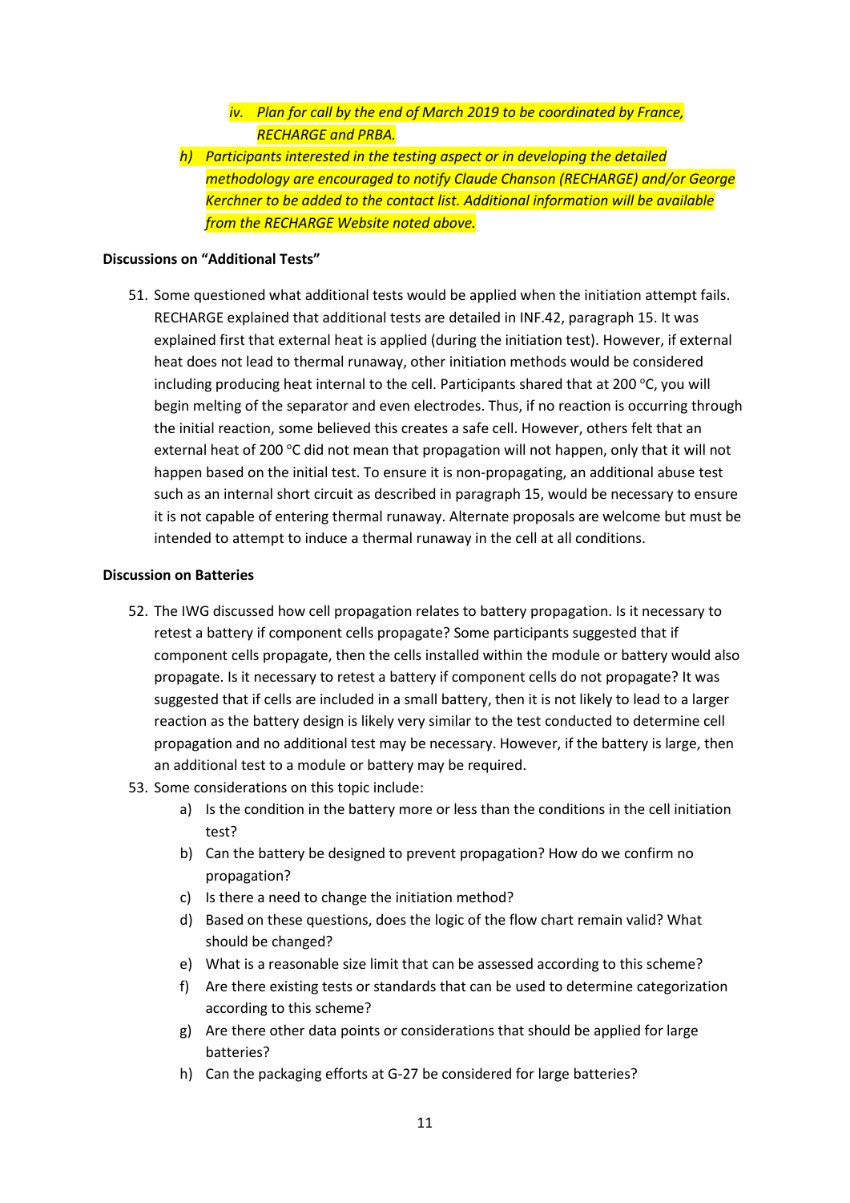iv. *Plan for call by the end of March 2019 to be coordinated by France, RECHARGE and PRBA.*

h) *Participants interested in the testing aspect or in developing the detailed methodology are encouraged to notify Claude Chanson (RECHARGE) and/or George Kerchner to be added to the contact list. Additional information will be available from the RECHARGE Website noted above.*

**Discussions on "Additional Tests"**

51. Some questioned what additional tests would be applied when the initiation attempt fails. RECHARGE explained that additional tests are detailed in INF.42, paragraph 15. It was explained first that external heat is applied (during the initiation test). However, if external heat does not lead to thermal runaway, other initiation methods would be considered including producing heat internal to the cell. Participants shared that at 200 °C, you will begin melting of the separator and even electrodes. Thus, if no reaction is occurring through the initial reaction, some believed this creates a safe cell. However, others felt that an external heat of 200 °C did not mean that propagation will not happen, only that it will not happen based on the initial test. To ensure it is non-propagating, an additional abuse test such as an internal short circuit as described in paragraph 15, would be necessary to ensure it is not capable of entering thermal runaway. Alternate proposals are welcome but must be intended to attempt to induce a thermal runaway in the cell at all conditions.

**Discussion on Batteries**

52. The IWG discussed how cell propagation relates to battery propagation. Is it necessary to retest a battery if component cells propagate? Some participants suggested that if component cells propagate, then the cells installed within the module or battery would also propagate. Is it necessary to retest a battery if component cells do not propagate? It was suggested that if cells are included in a small battery, then it is not likely to lead to a larger reaction as the battery design is likely very similar to the test conducted to determine cell propagation and no additional test may be necessary. However, if the battery is large, then an additional test to a module or battery may be required.
53. Some considerations on this topic include:
    a) Is the condition in the battery more or less than the conditions in the cell initiation test?
    b) Can the battery be designed to prevent propagation? How do we confirm no propagation?
    c) Is there a need to change the initiation method?
    d) Based on these questions, does the logic of the flow chart remain valid? What should be changed?
    e) What is a reasonable size limit that can be assessed according to this scheme?
    f) Are there existing tests or standards that can be used to determine categorization according to this scheme?
    g) Are there other data points or considerations that should be applied for large batteries?
    h) Can the packaging efforts at G-27 be considered for large batteries?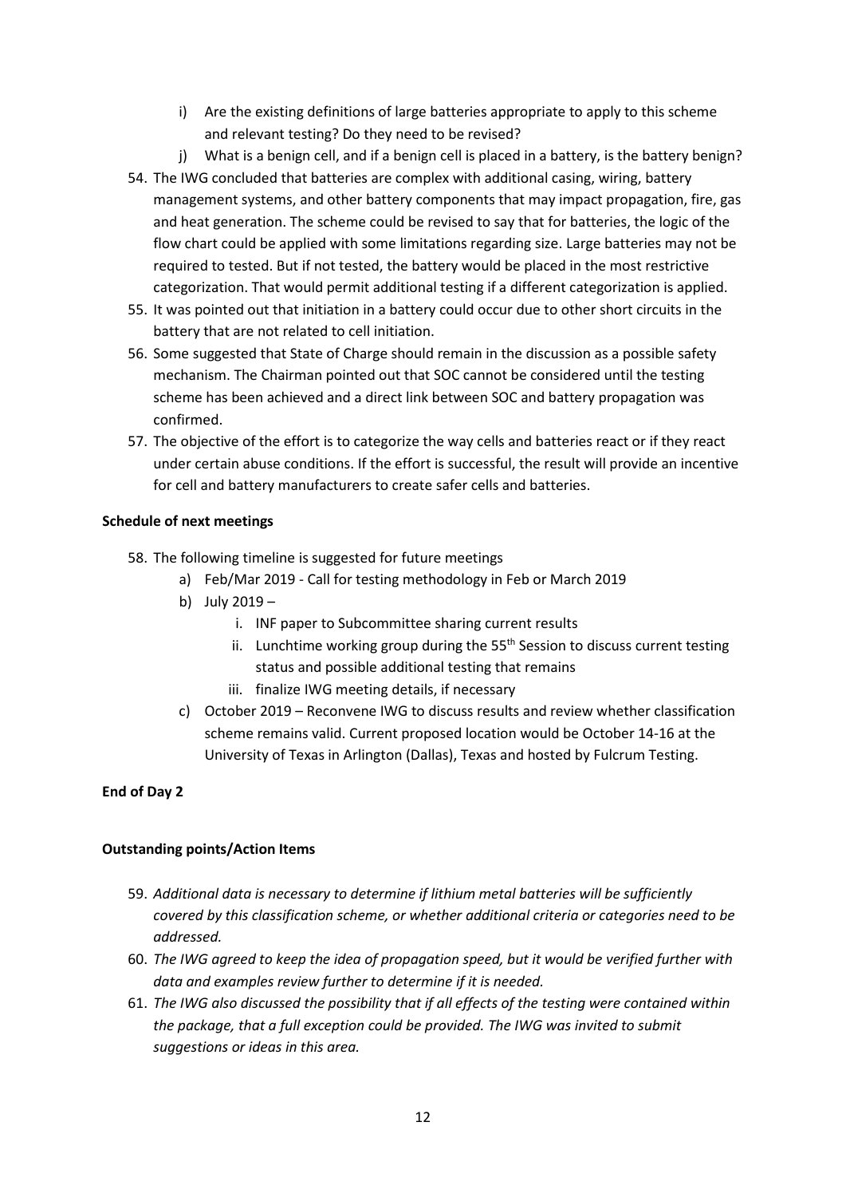i) Are the existing definitions of large batteries appropriate to apply to this scheme and relevant testing? Do they need to be revised?

j) What is a benign cell, and if a benign cell is placed in a battery, is the battery benign?

54. The IWG concluded that batteries are complex with additional casing, wiring, battery management systems, and other battery components that may impact propagation, fire, gas and heat generation. The scheme could be revised to say that for batteries, the logic of the flow chart could be applied with some limitations regarding size. Large batteries may not be required to tested. But if not tested, the battery would be placed in the most restrictive categorization. That would permit additional testing if a different categorization is applied.
55. It was pointed out that initiation in a battery could occur due to other short circuits in the battery that are not related to cell initiation.
56. Some suggested that State of Charge should remain in the discussion as a possible safety mechanism. The Chairman pointed out that SOC cannot be considered until the testing scheme has been achieved and a direct link between SOC and battery propagation was confirmed.
57. The objective of the effort is to categorize the way cells and batteries react or if they react under certain abuse conditions. If the effort is successful, the result will provide an incentive for cell and battery manufacturers to create safer cells and batteries.

**Schedule of next meetings**

58. The following timeline is suggested for future meetings
    a) Feb/Mar 2019 - Call for testing methodology in Feb or March 2019
    b) July 2019 –
        i. INF paper to Subcommittee sharing current results
        ii. Lunchtime working group during the 55th Session to discuss current testing status and possible additional testing that remains
        iii. finalize IWG meeting details, if necessary
    c) October 2019 – Reconvene IWG to discuss results and review whether classification scheme remains valid. Current proposed location would be October 14-16 at the University of Texas in Arlington (Dallas), Texas and hosted by Fulcrum Testing.

**End of Day 2**

**Outstanding points/Action Items**

59. *Additional data is necessary to determine if lithium metal batteries will be sufficiently covered by this classification scheme, or whether additional criteria or categories need to be addressed.*
60. *The IWG agreed to keep the idea of propagation speed, but it would be verified further with data and examples review further to determine if it is needed.*
61. *The IWG also discussed the possibility that if all effects of the testing were contained within the package, that a full exception could be provided. The IWG was invited to submit suggestions or ideas in this area.*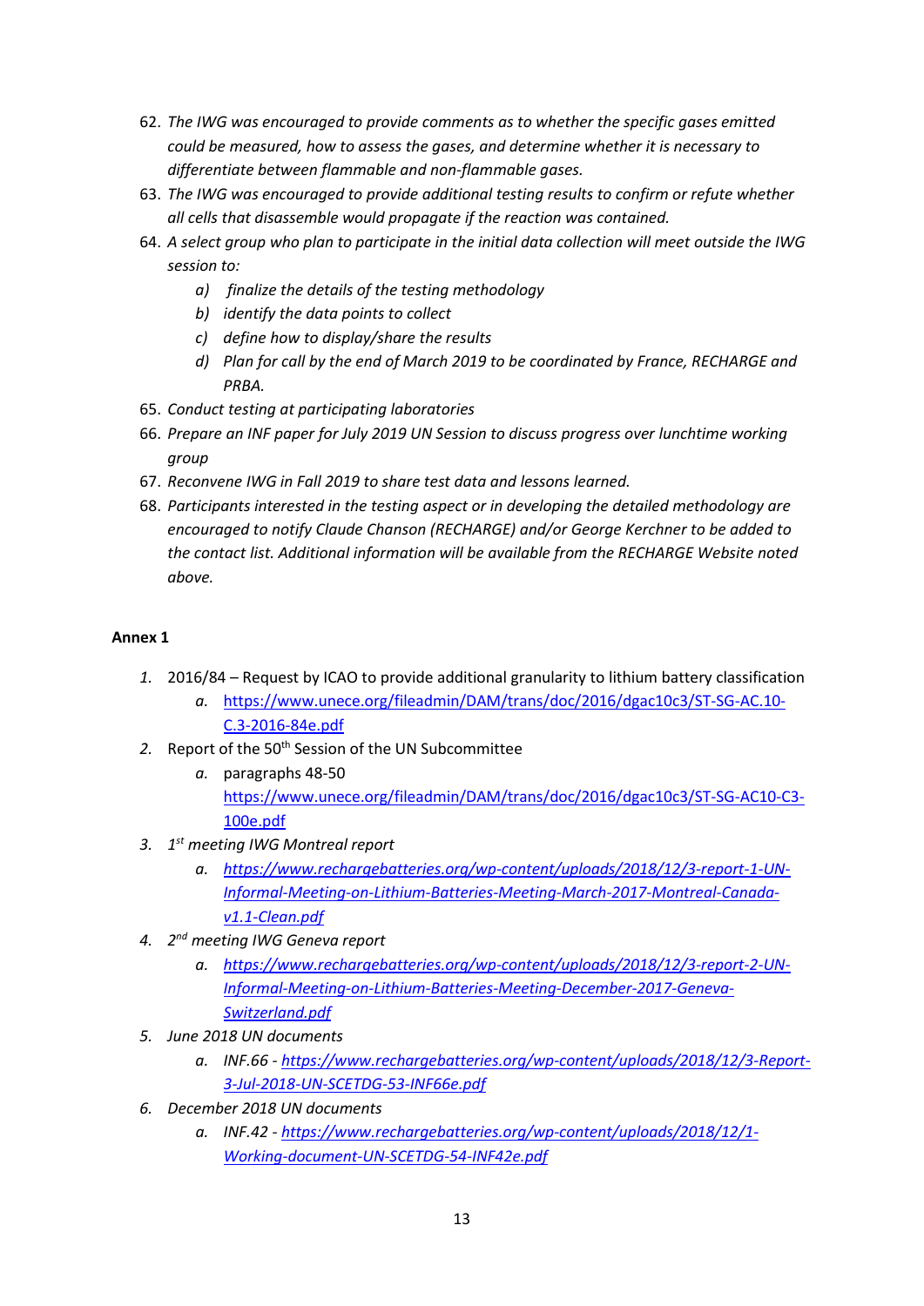62. *The IWG was encouraged to provide comments as to whether the specific gases emitted could be measured, how to assess the gases, and determine whether it is necessary to differentiate between flammable and non-flammable gases.*
63. *The IWG was encouraged to provide additional testing results to confirm or refute whether all cells that disassemble would propagate if the reaction was contained.*
64. *A select group who plan to participate in the initial data collection will meet outside the IWG session to:*
    *a) finalize the details of the testing methodology*
    *b) identify the data points to collect*
    *c) define how to display/share the results*
    *d) Plan for call by the end of March 2019 to be coordinated by France, RECHARGE and PRBA.*
65. *Conduct testing at participating laboratories*
66. *Prepare an INF paper for July 2019 UN Session to discuss progress over lunchtime working group*
67. *Reconvene IWG in Fall 2019 to share test data and lessons learned.*
68. *Participants interested in the testing aspect or in developing the detailed methodology are encouraged to notify Claude Chanson (RECHARGE) and/or George Kerchner to be added to the contact list. Additional information will be available from the RECHARGE Website noted above.*

**Annex 1**

1. 2016/84 – Request by ICAO to provide additional granularity to lithium battery classification
    a. https://www.unece.org/fileadmin/DAM/trans/doc/2016/dgac10c3/ST-SG-AC.10-C.3-2016-84e.pdf
2. Report of the 50th Session of the UN Subcommittee
    a. paragraphs 48-50 https://www.unece.org/fileadmin/DAM/trans/doc/2016/dgac10c3/ST-SG-AC10-C3-100e.pdf
3. *1st meeting IWG Montreal report*
    a. *https://www.rechargebatteries.org/wp-content/uploads/2018/12/3-report-1-UN-Informal-Meeting-on-Lithium-Batteries-Meeting-March-2017-Montreal-Canada-v1.1-Clean.pdf*
4. *2nd meeting IWG Geneva report*
    a. *https://www.rechargebatteries.org/wp-content/uploads/2018/12/3-report-2-UN-Informal-Meeting-on-Lithium-Batteries-Meeting-December-2017-Geneva-Switzerland.pdf*
5. *June 2018 UN documents*
    a. *INF.66 - https://www.rechargebatteries.org/wp-content/uploads/2018/12/3-Report-3-Jul-2018-UN-SCETDG-53-INF66e.pdf*
6. *December 2018 UN documents*
    a. *INF.42 - https://www.rechargebatteries.org/wp-content/uploads/2018/12/1-Working-document-UN-SCETDG-54-INF42e.pdf*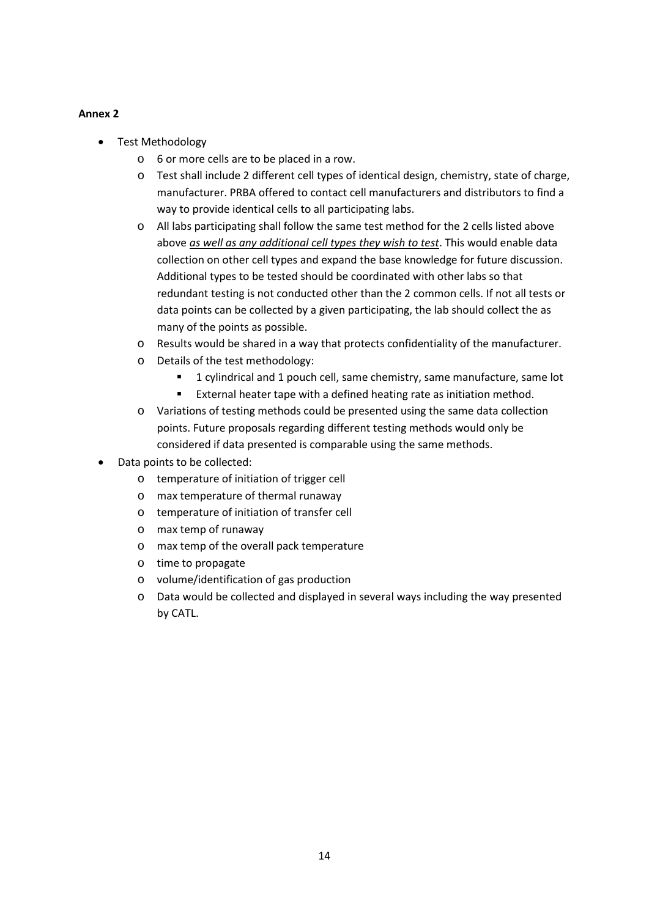**Annex 2**

- Test Methodology
  - 6 or more cells are to be placed in a row.
  - Test shall include 2 different cell types of identical design, chemistry, state of charge, manufacturer. PRBA offered to contact cell manufacturers and distributors to find a way to provide identical cells to all participating labs.
  - All labs participating shall follow the same test method for the 2 cells listed above above *as well as any additional cell types they wish to test*. This would enable data collection on other cell types and expand the base knowledge for future discussion. Additional types to be tested should be coordinated with other labs so that redundant testing is not conducted other than the 2 common cells. If not all tests or data points can be collected by a given participating, the lab should collect the as many of the points as possible.
  - Results would be shared in a way that protects confidentiality of the manufacturer.
  - Details of the test methodology:
    - 1 cylindrical and 1 pouch cell, same chemistry, same manufacture, same lot
    - External heater tape with a defined heating rate as initiation method.
  - Variations of testing methods could be presented using the same data collection points. Future proposals regarding different testing methods would only be considered if data presented is comparable using the same methods.
- Data points to be collected:
  - temperature of initiation of trigger cell
  - max temperature of thermal runaway
  - temperature of initiation of transfer cell
  - max temp of runaway
  - max temp of the overall pack temperature
  - time to propagate
  - volume/identification of gas production
  - Data would be collected and displayed in several ways including the way presented by CATL.